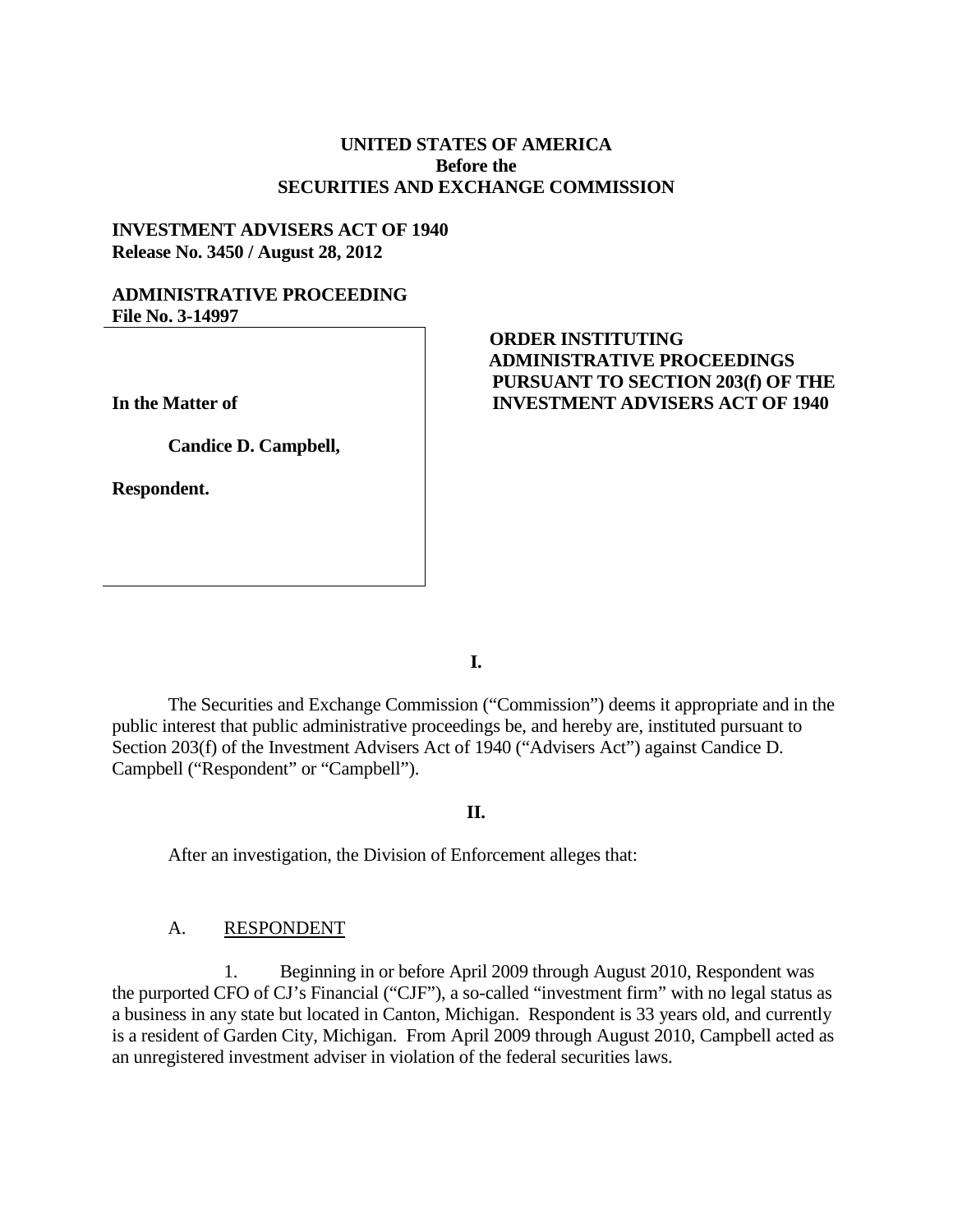**UNITED STATES OF AMERICA**
**Before the**
**SECURITIES AND EXCHANGE COMMISSION**

**INVESTMENT ADVISERS ACT OF 1940**
**Release No. 3450 / August 28, 2012**

**ADMINISTRATIVE PROCEEDING**
**File No. 3-14997**

**In the Matter of**

**Candice D. Campbell,**

**Respondent.**

**ORDER INSTITUTING ADMINISTRATIVE PROCEEDINGS PURSUANT TO SECTION 203(f) OF THE INVESTMENT ADVISERS ACT OF 1940**

**I.**

The Securities and Exchange Commission ("Commission") deems it appropriate and in the public interest that public administrative proceedings be, and hereby are, instituted pursuant to Section 203(f) of the Investment Advisers Act of 1940 ("Advisers Act") against Candice D. Campbell ("Respondent" or "Campbell").

**II.**

After an investigation, the Division of Enforcement alleges that:

A. RESPONDENT

1. Beginning in or before April 2009 through August 2010, Respondent was the purported CFO of CJ's Financial ("CJF"), a so-called "investment firm" with no legal status as a business in any state but located in Canton, Michigan. Respondent is 33 years old, and currently is a resident of Garden City, Michigan. From April 2009 through August 2010, Campbell acted as an unregistered investment adviser in violation of the federal securities laws.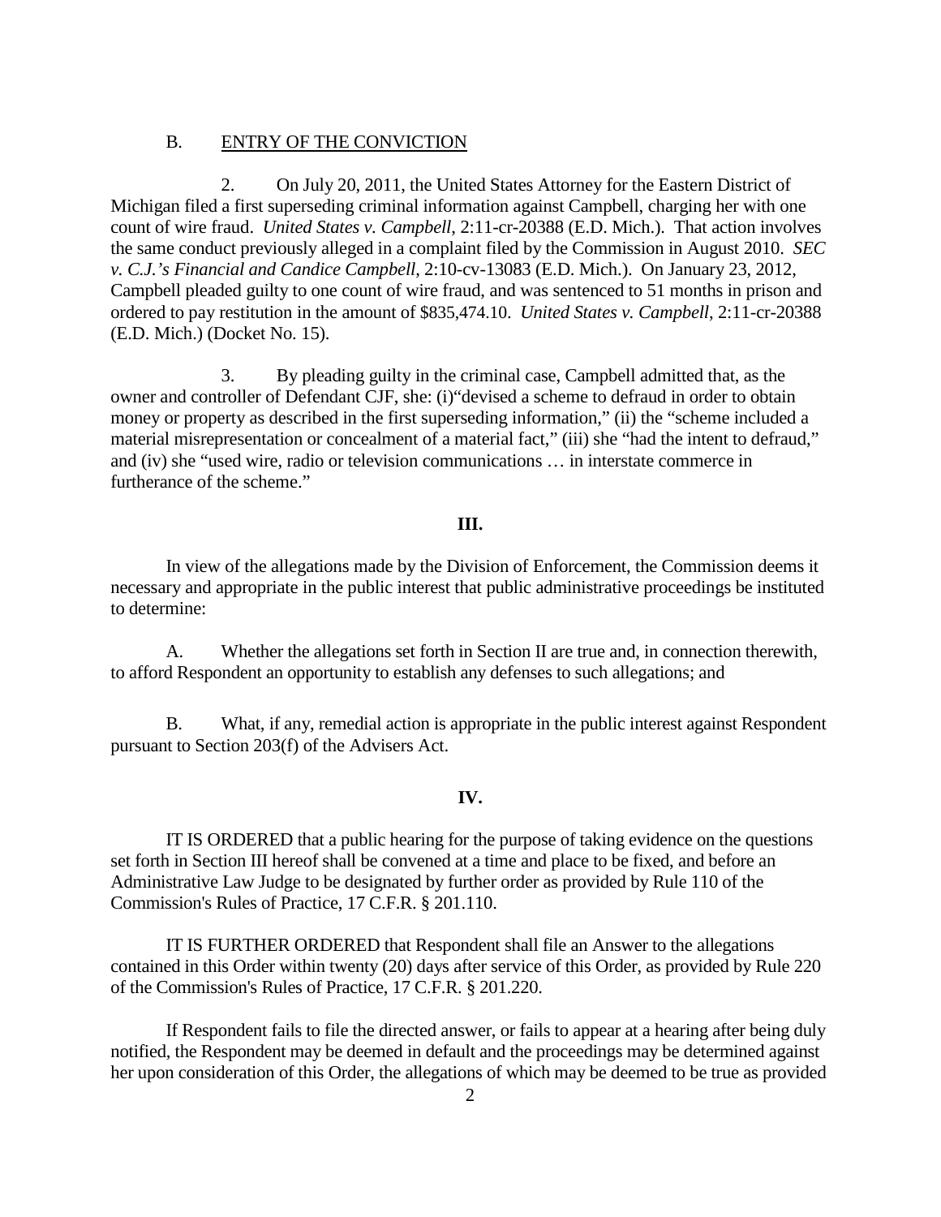B. ENTRY OF THE CONVICTION

2. On July 20, 2011, the United States Attorney for the Eastern District of Michigan filed a first superseding criminal information against Campbell, charging her with one count of wire fraud. *United States v. Campbell*, 2:11-cr-20388 (E.D. Mich.). That action involves the same conduct previously alleged in a complaint filed by the Commission in August 2010. *SEC v. C.J.'s Financial and Candice Campbell*, 2:10-cv-13083 (E.D. Mich.). On January 23, 2012, Campbell pleaded guilty to one count of wire fraud, and was sentenced to 51 months in prison and ordered to pay restitution in the amount of $835,474.10. *United States v. Campbell*, 2:11-cr-20388 (E.D. Mich.) (Docket No. 15).

3. By pleading guilty in the criminal case, Campbell admitted that, as the owner and controller of Defendant CJF, she: (i)"devised a scheme to defraud in order to obtain money or property as described in the first superseding information," (ii) the "scheme included a material misrepresentation or concealment of a material fact," (iii) she "had the intent to defraud," and (iv) she "used wire, radio or television communications … in interstate commerce in furtherance of the scheme."

**III.**

In view of the allegations made by the Division of Enforcement, the Commission deems it necessary and appropriate in the public interest that public administrative proceedings be instituted to determine:

A. Whether the allegations set forth in Section II are true and, in connection therewith, to afford Respondent an opportunity to establish any defenses to such allegations; and

B. What, if any, remedial action is appropriate in the public interest against Respondent pursuant to Section 203(f) of the Advisers Act.

**IV.**

IT IS ORDERED that a public hearing for the purpose of taking evidence on the questions set forth in Section III hereof shall be convened at a time and place to be fixed, and before an Administrative Law Judge to be designated by further order as provided by Rule 110 of the Commission's Rules of Practice, 17 C.F.R. § 201.110.

IT IS FURTHER ORDERED that Respondent shall file an Answer to the allegations contained in this Order within twenty (20) days after service of this Order, as provided by Rule 220 of the Commission's Rules of Practice, 17 C.F.R. § 201.220.

If Respondent fails to file the directed answer, or fails to appear at a hearing after being duly notified, the Respondent may be deemed in default and the proceedings may be determined against her upon consideration of this Order, the allegations of which may be deemed to be true as provided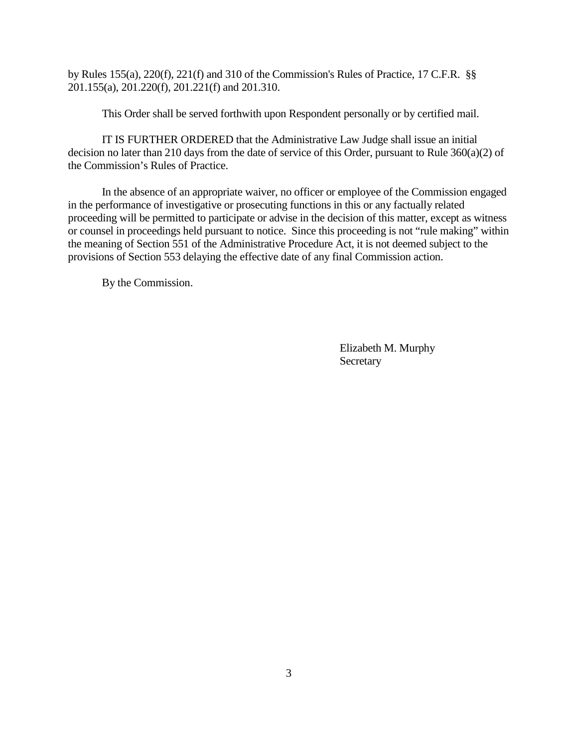by Rules 155(a), 220(f), 221(f) and 310 of the Commission's Rules of Practice, 17 C.F.R. §§ 201.155(a), 201.220(f), 201.221(f) and 201.310.

This Order shall be served forthwith upon Respondent personally or by certified mail.

IT IS FURTHER ORDERED that the Administrative Law Judge shall issue an initial decision no later than 210 days from the date of service of this Order, pursuant to Rule 360(a)(2) of the Commission's Rules of Practice.

In the absence of an appropriate waiver, no officer or employee of the Commission engaged in the performance of investigative or prosecuting functions in this or any factually related proceeding will be permitted to participate or advise in the decision of this matter, except as witness or counsel in proceedings held pursuant to notice. Since this proceeding is not "rule making" within the meaning of Section 551 of the Administrative Procedure Act, it is not deemed subject to the provisions of Section 553 delaying the effective date of any final Commission action.

By the Commission.

Elizabeth M. Murphy
Secretary